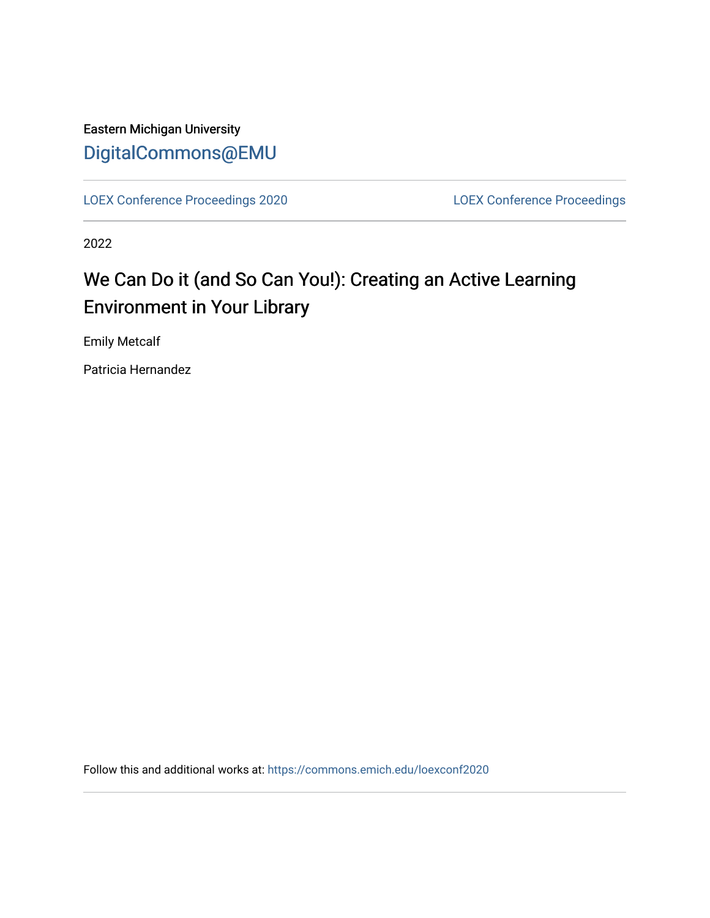Eastern Michigan University

DigitalCommons@EMU

LOEX Conference Proceedings 2020

LOEX Conference Proceedings

2022

# We Can Do it (and So Can You!): Creating an Active Learning Environment in Your Library

Emily Metcalf

Patricia Hernandez

Follow this and additional works at: https://commons.emich.edu/loexconf2020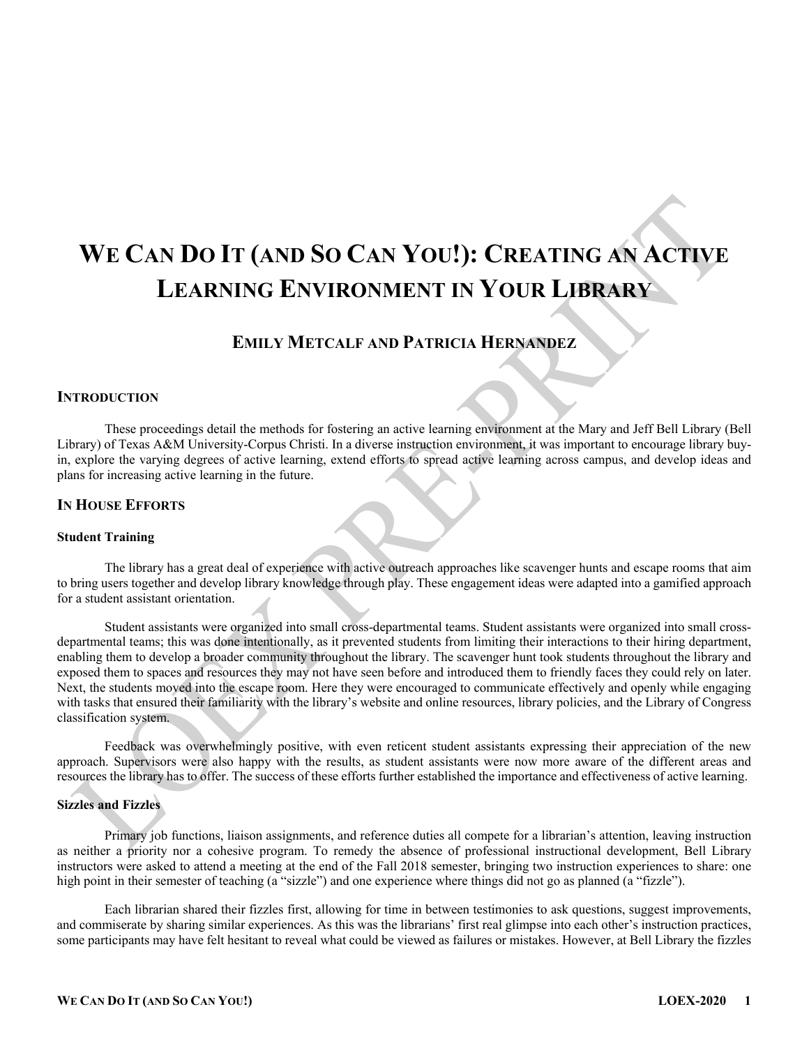# WE CAN DO IT (AND SO CAN YOU!): CREATING AN ACTIVE LEARNING ENVIRONMENT IN YOUR LIBRARY

## EMILY METCALF AND PATRICIA HERNANDEZ

## INTRODUCTION

These proceedings detail the methods for fostering an active learning environment at the Mary and Jeff Bell Library (Bell Library) of Texas A&M University-Corpus Christi. In a diverse instruction environment, it was important to encourage library buy-in, explore the varying degrees of active learning, extend efforts to spread active learning across campus, and develop ideas and plans for increasing active learning in the future.

## IN HOUSE EFFORTS

### Student Training

The library has a great deal of experience with active outreach approaches like scavenger hunts and escape rooms that aim to bring users together and develop library knowledge through play. These engagement ideas were adapted into a gamified approach for a student assistant orientation.

Student assistants were organized into small cross-departmental teams. Student assistants were organized into small cross-departmental teams; this was done intentionally, as it prevented students from limiting their interactions to their hiring department, enabling them to develop a broader community throughout the library. The scavenger hunt took students throughout the library and exposed them to spaces and resources they may not have seen before and introduced them to friendly faces they could rely on later. Next, the students moved into the escape room. Here they were encouraged to communicate effectively and openly while engaging with tasks that ensured their familiarity with the library's website and online resources, library policies, and the Library of Congress classification system.

Feedback was overwhelmingly positive, with even reticent student assistants expressing their appreciation of the new approach. Supervisors were also happy with the results, as student assistants were now more aware of the different areas and resources the library has to offer. The success of these efforts further established the importance and effectiveness of active learning.

### Sizzles and Fizzles

Primary job functions, liaison assignments, and reference duties all compete for a librarian's attention, leaving instruction as neither a priority nor a cohesive program. To remedy the absence of professional instructional development, Bell Library instructors were asked to attend a meeting at the end of the Fall 2018 semester, bringing two instruction experiences to share: one high point in their semester of teaching (a "sizzle") and one experience where things did not go as planned (a "fizzle").

Each librarian shared their fizzles first, allowing for time in between testimonies to ask questions, suggest improvements, and commiserate by sharing similar experiences. As this was the librarians' first real glimpse into each other's instruction practices, some participants may have felt hesitant to reveal what could be viewed as failures or mistakes. However, at Bell Library the fizzles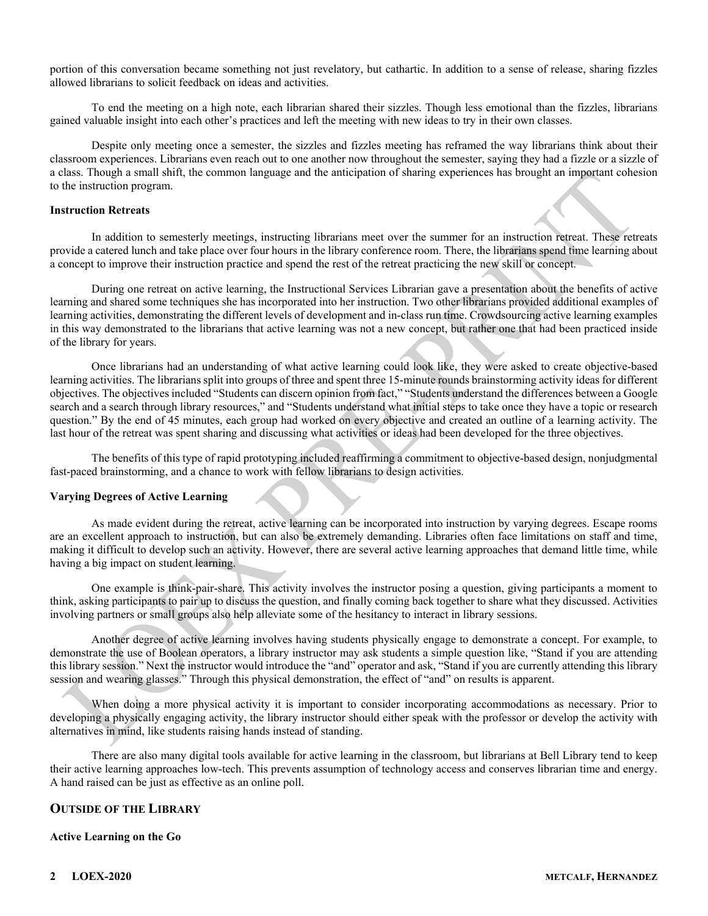portion of this conversation became something not just revelatory, but cathartic. In addition to a sense of release, sharing fizzles allowed librarians to solicit feedback on ideas and activities.

To end the meeting on a high note, each librarian shared their sizzles. Though less emotional than the fizzles, librarians gained valuable insight into each other's practices and left the meeting with new ideas to try in their own classes.

Despite only meeting once a semester, the sizzles and fizzles meeting has reframed the way librarians think about their classroom experiences. Librarians even reach out to one another now throughout the semester, saying they had a fizzle or a sizzle of a class. Though a small shift, the common language and the anticipation of sharing experiences has brought an important cohesion to the instruction program.

**Instruction Retreats**

In addition to semesterly meetings, instructing librarians meet over the summer for an instruction retreat. These retreats provide a catered lunch and take place over four hours in the library conference room. There, the librarians spend time learning about a concept to improve their instruction practice and spend the rest of the retreat practicing the new skill or concept.

During one retreat on active learning, the Instructional Services Librarian gave a presentation about the benefits of active learning and shared some techniques she has incorporated into her instruction. Two other librarians provided additional examples of learning activities, demonstrating the different levels of development and in-class run time. Crowdsourcing active learning examples in this way demonstrated to the librarians that active learning was not a new concept, but rather one that had been practiced inside of the library for years.

Once librarians had an understanding of what active learning could look like, they were asked to create objective-based learning activities. The librarians split into groups of three and spent three 15-minute rounds brainstorming activity ideas for different objectives. The objectives included "Students can discern opinion from fact," "Students understand the differences between a Google search and a search through library resources," and "Students understand what initial steps to take once they have a topic or research question." By the end of 45 minutes, each group had worked on every objective and created an outline of a learning activity. The last hour of the retreat was spent sharing and discussing what activities or ideas had been developed for the three objectives.

The benefits of this type of rapid prototyping included reaffirming a commitment to objective-based design, nonjudgmental fast-paced brainstorming, and a chance to work with fellow librarians to design activities.

**Varying Degrees of Active Learning**

As made evident during the retreat, active learning can be incorporated into instruction by varying degrees. Escape rooms are an excellent approach to instruction, but can also be extremely demanding. Libraries often face limitations on staff and time, making it difficult to develop such an activity. However, there are several active learning approaches that demand little time, while having a big impact on student learning.

One example is think-pair-share. This activity involves the instructor posing a question, giving participants a moment to think, asking participants to pair up to discuss the question, and finally coming back together to share what they discussed. Activities involving partners or small groups also help alleviate some of the hesitancy to interact in library sessions.

Another degree of active learning involves having students physically engage to demonstrate a concept. For example, to demonstrate the use of Boolean operators, a library instructor may ask students a simple question like, "Stand if you are attending this library session." Next the instructor would introduce the "and" operator and ask, "Stand if you are currently attending this library session and wearing glasses." Through this physical demonstration, the effect of "and" on results is apparent.

When doing a more physical activity it is important to consider incorporating accommodations as necessary. Prior to developing a physically engaging activity, the library instructor should either speak with the professor or develop the activity with alternatives in mind, like students raising hands instead of standing.

There are also many digital tools available for active learning in the classroom, but librarians at Bell Library tend to keep their active learning approaches low-tech. This prevents assumption of technology access and conserves librarian time and energy. A hand raised can be just as effective as an online poll.

## OUTSIDE OF THE LIBRARY

**Active Learning on the Go**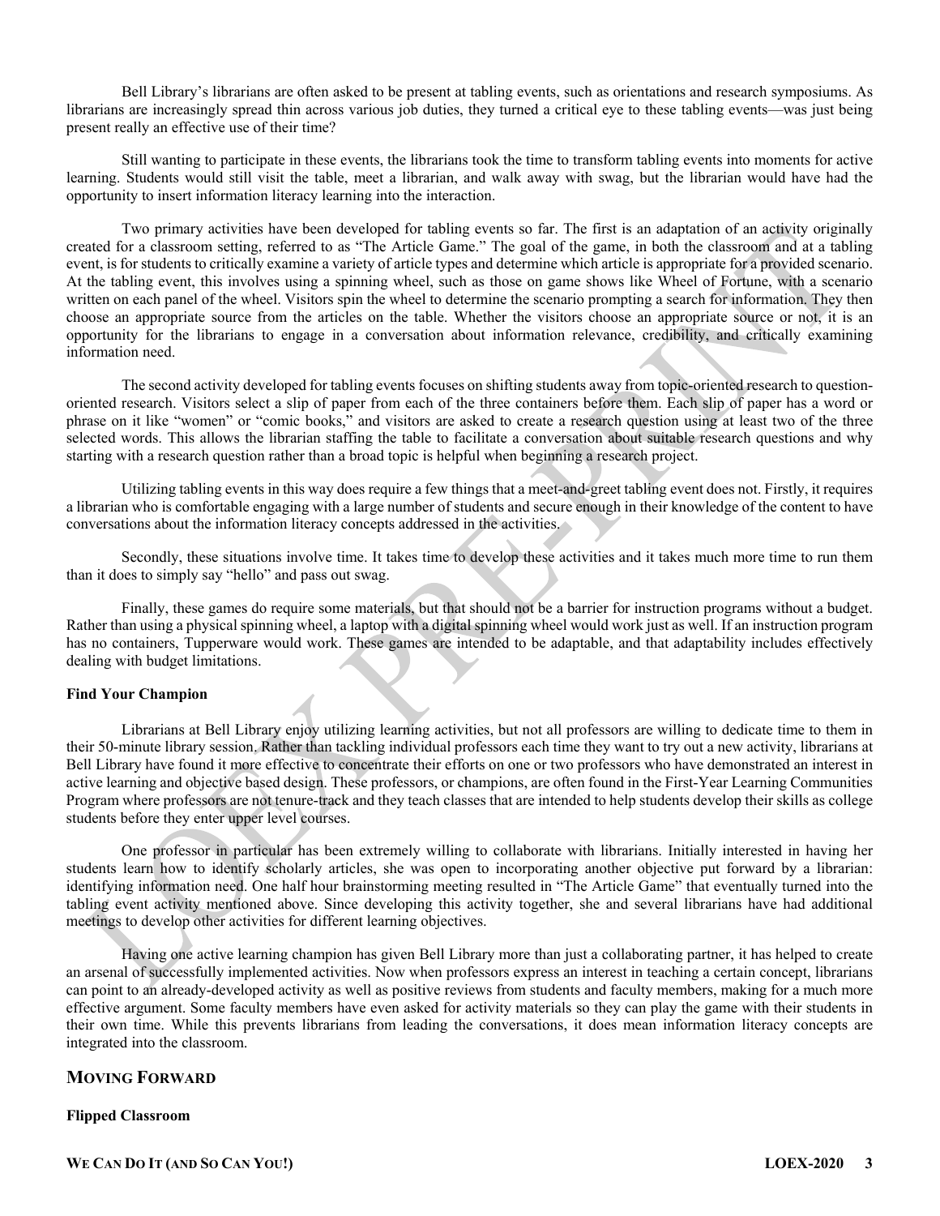Bell Library's librarians are often asked to be present at tabling events, such as orientations and research symposiums. As librarians are increasingly spread thin across various job duties, they turned a critical eye to these tabling events—was just being present really an effective use of their time?

Still wanting to participate in these events, the librarians took the time to transform tabling events into moments for active learning. Students would still visit the table, meet a librarian, and walk away with swag, but the librarian would have had the opportunity to insert information literacy learning into the interaction.

Two primary activities have been developed for tabling events so far. The first is an adaptation of an activity originally created for a classroom setting, referred to as "The Article Game." The goal of the game, in both the classroom and at a tabling event, is for students to critically examine a variety of article types and determine which article is appropriate for a provided scenario. At the tabling event, this involves using a spinning wheel, such as those on game shows like Wheel of Fortune, with a scenario written on each panel of the wheel. Visitors spin the wheel to determine the scenario prompting a search for information. They then choose an appropriate source from the articles on the table. Whether the visitors choose an appropriate source or not, it is an opportunity for the librarians to engage in a conversation about information relevance, credibility, and critically examining information need.

The second activity developed for tabling events focuses on shifting students away from topic-oriented research to question-oriented research. Visitors select a slip of paper from each of the three containers before them. Each slip of paper has a word or phrase on it like "women" or "comic books," and visitors are asked to create a research question using at least two of the three selected words. This allows the librarian staffing the table to facilitate a conversation about suitable research questions and why starting with a research question rather than a broad topic is helpful when beginning a research project.

Utilizing tabling events in this way does require a few things that a meet-and-greet tabling event does not. Firstly, it requires a librarian who is comfortable engaging with a large number of students and secure enough in their knowledge of the content to have conversations about the information literacy concepts addressed in the activities.

Secondly, these situations involve time. It takes time to develop these activities and it takes much more time to run them than it does to simply say "hello" and pass out swag.

Finally, these games do require some materials, but that should not be a barrier for instruction programs without a budget. Rather than using a physical spinning wheel, a laptop with a digital spinning wheel would work just as well. If an instruction program has no containers, Tupperware would work. These games are intended to be adaptable, and that adaptability includes effectively dealing with budget limitations.

### Find Your Champion

Librarians at Bell Library enjoy utilizing learning activities, but not all professors are willing to dedicate time to them in their 50-minute library session. Rather than tackling individual professors each time they want to try out a new activity, librarians at Bell Library have found it more effective to concentrate their efforts on one or two professors who have demonstrated an interest in active learning and objective based design. These professors, or champions, are often found in the First-Year Learning Communities Program where professors are not tenure-track and they teach classes that are intended to help students develop their skills as college students before they enter upper level courses.

One professor in particular has been extremely willing to collaborate with librarians. Initially interested in having her students learn how to identify scholarly articles, she was open to incorporating another objective put forward by a librarian: identifying information need. One half hour brainstorming meeting resulted in "The Article Game" that eventually turned into the tabling event activity mentioned above. Since developing this activity together, she and several librarians have had additional meetings to develop other activities for different learning objectives.

Having one active learning champion has given Bell Library more than just a collaborating partner, it has helped to create an arsenal of successfully implemented activities. Now when professors express an interest in teaching a certain concept, librarians can point to an already-developed activity as well as positive reviews from students and faculty members, making for a much more effective argument. Some faculty members have even asked for activity materials so they can play the game with their students in their own time. While this prevents librarians from leading the conversations, it does mean information literacy concepts are integrated into the classroom.

## Moving Forward

### Flipped Classroom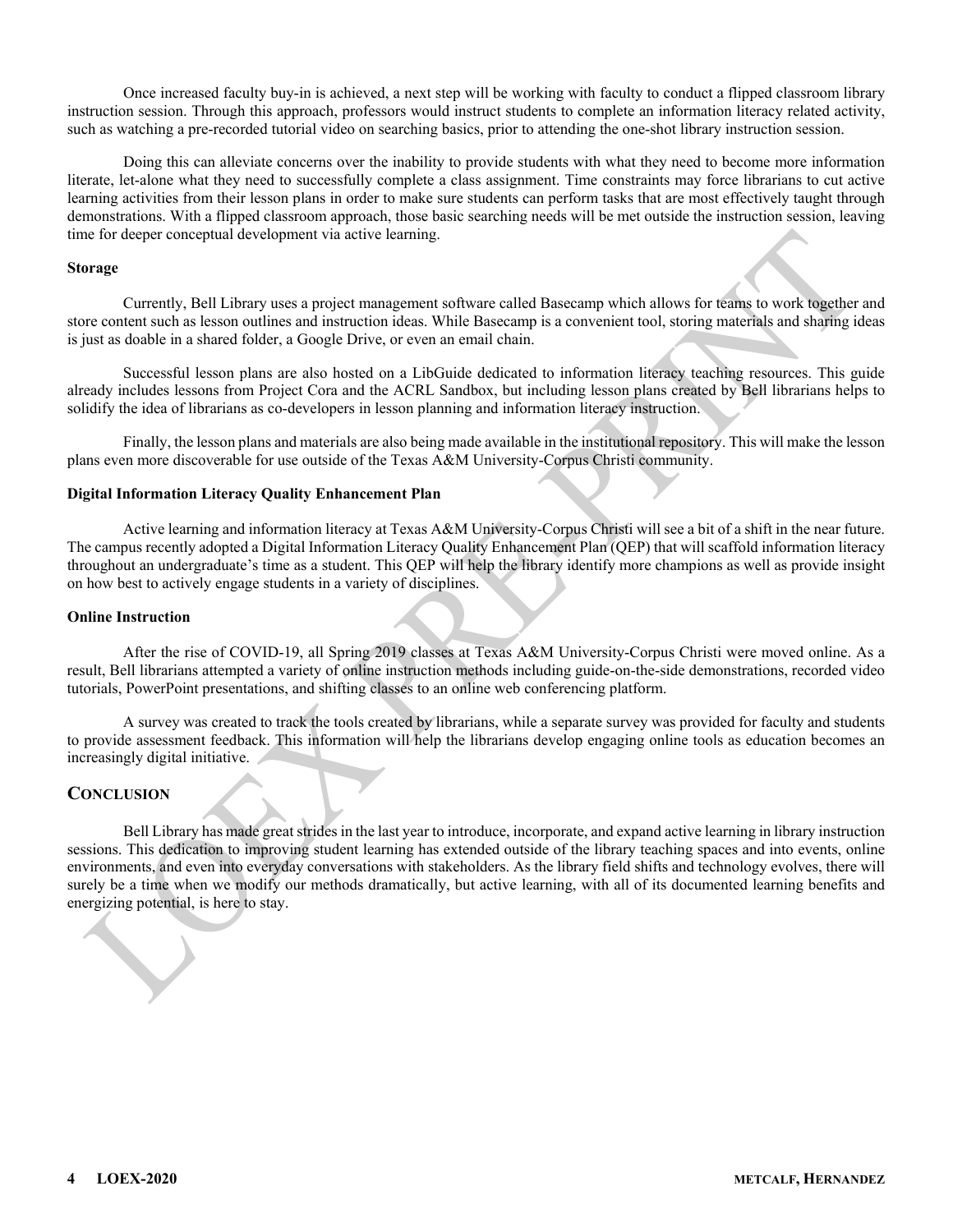Once increased faculty buy-in is achieved, a next step will be working with faculty to conduct a flipped classroom library instruction session. Through this approach, professors would instruct students to complete an information literacy related activity, such as watching a pre-recorded tutorial video on searching basics, prior to attending the one-shot library instruction session.

Doing this can alleviate concerns over the inability to provide students with what they need to become more information literate, let-alone what they need to successfully complete a class assignment. Time constraints may force librarians to cut active learning activities from their lesson plans in order to make sure students can perform tasks that are most effectively taught through demonstrations. With a flipped classroom approach, those basic searching needs will be met outside the instruction session, leaving time for deeper conceptual development via active learning.

**Storage**

Currently, Bell Library uses a project management software called Basecamp which allows for teams to work together and store content such as lesson outlines and instruction ideas. While Basecamp is a convenient tool, storing materials and sharing ideas is just as doable in a shared folder, a Google Drive, or even an email chain.

Successful lesson plans are also hosted on a LibGuide dedicated to information literacy teaching resources. This guide already includes lessons from Project Cora and the ACRL Sandbox, but including lesson plans created by Bell librarians helps to solidify the idea of librarians as co-developers in lesson planning and information literacy instruction.

Finally, the lesson plans and materials are also being made available in the institutional repository. This will make the lesson plans even more discoverable for use outside of the Texas A&M University-Corpus Christi community.

**Digital Information Literacy Quality Enhancement Plan**

Active learning and information literacy at Texas A&M University-Corpus Christi will see a bit of a shift in the near future. The campus recently adopted a Digital Information Literacy Quality Enhancement Plan (QEP) that will scaffold information literacy throughout an undergraduate's time as a student. This QEP will help the library identify more champions as well as provide insight on how best to actively engage students in a variety of disciplines.

**Online Instruction**

After the rise of COVID-19, all Spring 2019 classes at Texas A&M University-Corpus Christi were moved online. As a result, Bell librarians attempted a variety of online instruction methods including guide-on-the-side demonstrations, recorded video tutorials, PowerPoint presentations, and shifting classes to an online web conferencing platform.

A survey was created to track the tools created by librarians, while a separate survey was provided for faculty and students to provide assessment feedback. This information will help the librarians develop engaging online tools as education becomes an increasingly digital initiative.

## CONCLUSION

Bell Library has made great strides in the last year to introduce, incorporate, and expand active learning in library instruction sessions. This dedication to improving student learning has extended outside of the library teaching spaces and into events, online environments, and even into everyday conversations with stakeholders. As the library field shifts and technology evolves, there will surely be a time when we modify our methods dramatically, but active learning, with all of its documented learning benefits and energizing potential, is here to stay.